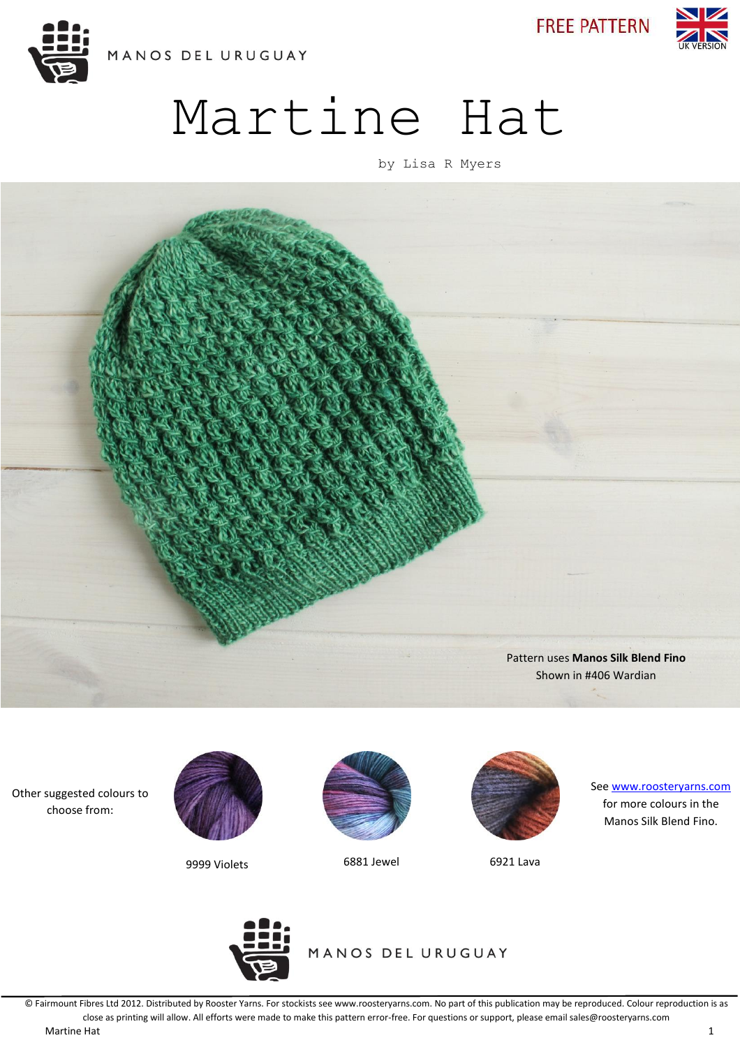MANOS DEL URUGUAY

FREE PATTERN

UK VERSION

# Martine Hat

by Lisa R Myers

Pattern uses **Manos Silk Blend Fino**
Shown in #406 Wardian

Other suggested colours to choose from:

9999 Violets

6881 Jewel

6921 Lava

See www.roosteryarns.com for more colours in the Manos Silk Blend Fino.

MANOS DEL URUGUAY

© Fairmount Fibres Ltd 2012. Distributed by Rooster Yarns. For stockists see www.roosteryarns.com. No part of this publication may be reproduced. Colour reproduction is as close as printing will allow. All efforts were made to make this pattern error-free. For questions or support, please email sales@roosteryarns.com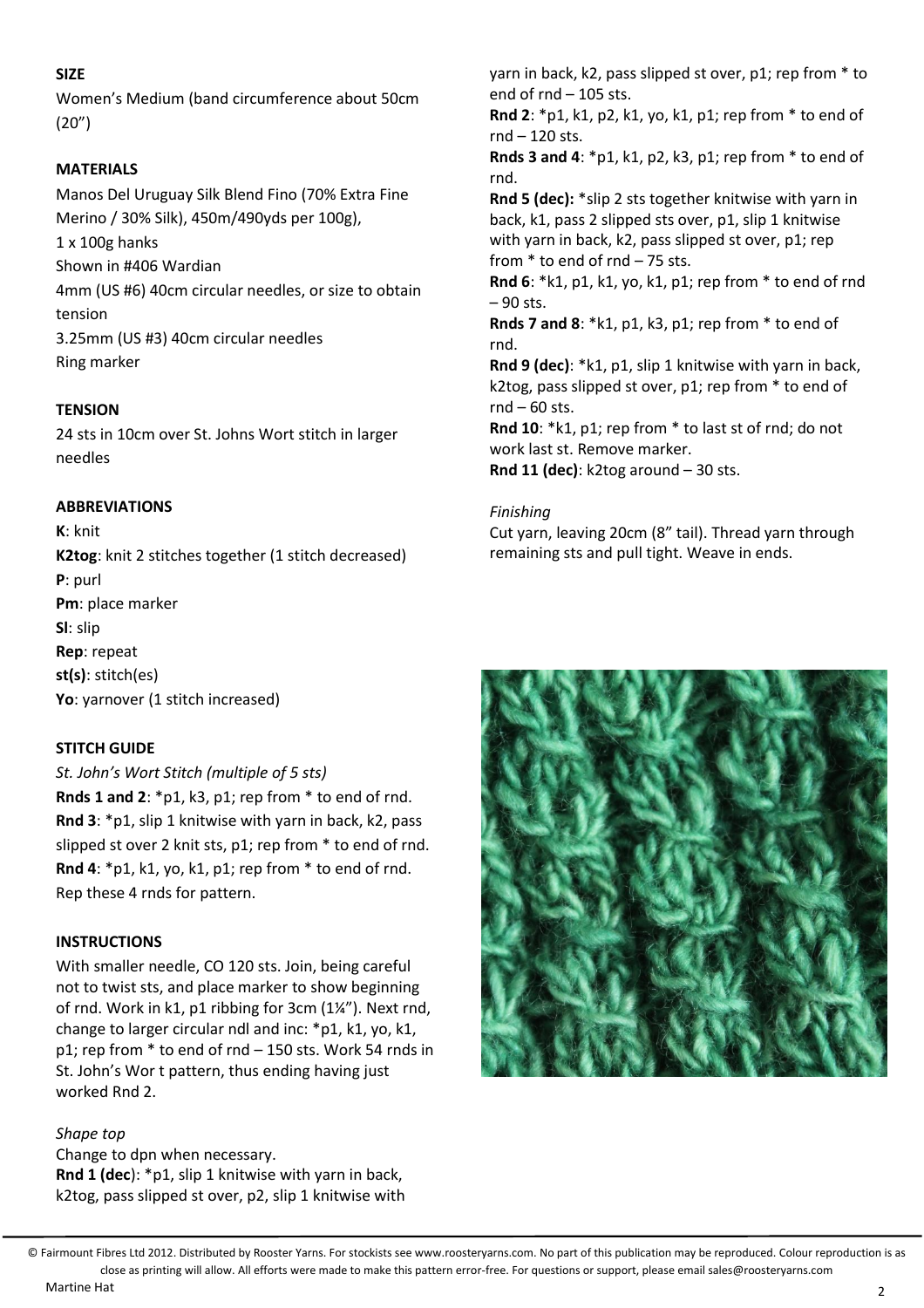**SIZE**

Women's Medium (band circumference about 50cm (20")

**MATERIALS**

Manos Del Uruguay Silk Blend Fino (70% Extra Fine Merino / 30% Silk), 450m/490yds per 100g),
1 x 100g hanks
Shown in #406 Wardian
4mm (US #6) 40cm circular needles, or size to obtain tension
3.25mm (US #3) 40cm circular needles
Ring marker

**TENSION**

24 sts in 10cm over St. Johns Wort stitch in larger needles

**ABBREVIATIONS**

**K**: knit
**K2tog**: knit 2 stitches together (1 stitch decreased)
**P**: purl
**Pm**: place marker
**Sl**: slip
**Rep**: repeat
**st(s)**: stitch(es)
**Yo**: yarnover (1 stitch increased)

**STITCH GUIDE**

*St. John's Wort Stitch (multiple of 5 sts)*
**Rnds 1 and 2**: *p1, k3, p1; rep from * to end of rnd.
**Rnd 3**: *p1, slip 1 knitwise with yarn in back, k2, pass slipped st over 2 knit sts, p1; rep from * to end of rnd.
**Rnd 4**: *p1, k1, yo, k1, p1; rep from * to end of rnd.
Rep these 4 rnds for pattern.

**INSTRUCTIONS**

With smaller needle, CO 120 sts. Join, being careful not to twist sts, and place marker to show beginning of rnd. Work in k1, p1 ribbing for 3cm (1¼"). Next rnd, change to larger circular ndl and inc: *p1, k1, yo, k1, p1; rep from * to end of rnd – 150 sts. Work 54 rnds in St. John's Wor t pattern, thus ending having just worked Rnd 2.

*Shape top*
Change to dpn when necessary.
**Rnd 1 (dec)**: *p1, slip 1 knitwise with yarn in back, k2tog, pass slipped st over, p2, slip 1 knitwise with yarn in back, k2, pass slipped st over, p1; rep from * to end of rnd – 105 sts.
**Rnd 2**: *p1, k1, p2, k1, yo, k1, p1; rep from * to end of rnd – 120 sts.
**Rnds 3 and 4**: *p1, k1, p2, k3, p1; rep from * to end of rnd.
**Rnd 5 (dec):** *slip 2 sts together knitwise with yarn in back, k1, pass 2 slipped sts over, p1, slip 1 knitwise with yarn in back, k2, pass slipped st over, p1; rep from * to end of rnd – 75 sts.
**Rnd 6**: *k1, p1, k1, yo, k1, p1; rep from * to end of rnd – 90 sts.
**Rnds 7 and 8**: *k1, p1, k3, p1; rep from * to end of rnd.
**Rnd 9 (dec)**: *k1, p1, slip 1 knitwise with yarn in back, k2tog, pass slipped st over, p1; rep from * to end of rnd – 60 sts.
**Rnd 10**: *k1, p1; rep from * to last st of rnd; do not work last st. Remove marker.
**Rnd 11 (dec)**: k2tog around – 30 sts.

*Finishing*
Cut yarn, leaving 20cm (8" tail). Thread yarn through remaining sts and pull tight. Weave in ends.

© Fairmount Fibres Ltd 2012. Distributed by Rooster Yarns. For stockists see www.roosteryarns.com. No part of this publication may be reproduced. Colour reproduction is as close as printing will allow. All efforts were made to make this pattern error-free. For questions or support, please email sales@roosteryarns.com